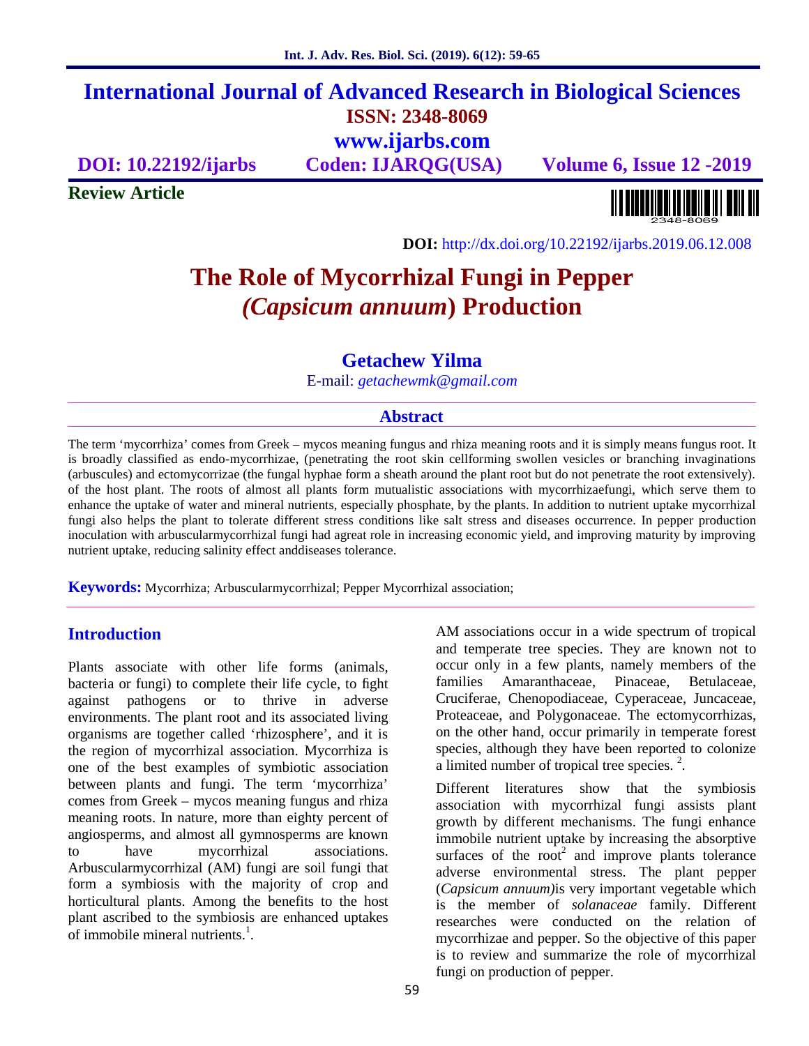# International Journal of Advanced Research in Biological Sciences

**ISSN: 2348-8069**

**www.ijarbs.com**

**DOI: 10.22192/ijarbs** **Coden: IJARQG(USA)** **Volume 6, Issue 12 -2019**

**Review Article**

**DOI:** http://dx.doi.org/10.22192/ijarbs.2019.06.12.008

# The Role of Mycorrhizal Fungi in Pepper *(Capsicum annuum)* Production

## Getachew Yilma

E-mail: *getachewmk@gmail.com*

## Abstract

The term 'mycorrhiza' comes from Greek – mycos meaning fungus and rhiza meaning roots and it is simply means fungus root. It is broadly classified as endo-mycorrhizae, (penetrating the root skin cellforming swollen vesicles or branching invaginations (arbuscules) and ectomycorrizae (the fungal hyphae form a sheath around the plant root but do not penetrate the root extensively). of the host plant. The roots of almost all plants form mutualistic associations with mycorrhizaefungi, which serve them to enhance the uptake of water and mineral nutrients, especially phosphate, by the plants. In addition to nutrient uptake mycorrhizal fungi also helps the plant to tolerate different stress conditions like salt stress and diseases occurrence. In pepper production inoculation with arbuscularmycorrhizal fungi had agreat role in increasing economic yield, and improving maturity by improving nutrient uptake, reducing salinity effect anddiseases tolerance.

**Keywords:** Mycorrhiza; Arbuscularmycorrhizal; Pepper Mycorrhizal association;

## Introduction

Plants associate with other life forms (animals, bacteria or fungi) to complete their life cycle, to fight against pathogens or to thrive in adverse environments. The plant root and its associated living organisms are together called 'rhizosphere', and it is the region of mycorrhizal association. Mycorrhiza is one of the best examples of symbiotic association between plants and fungi. The term 'mycorrhiza' comes from Greek – mycos meaning fungus and rhiza meaning roots. In nature, more than eighty percent of angiosperms, and almost all gymnosperms are known to have mycorrhizal associations. Arbuscularmycorrhizal (AM) fungi are soil fungi that form a symbiosis with the majority of crop and horticultural plants. Among the benefits to the host plant ascribed to the symbiosis are enhanced uptakes of immobile mineral nutrients.[1].

AM associations occur in a wide spectrum of tropical and temperate tree species. They are known not to occur only in a few plants, namely members of the families Amaranthaceae, Pinaceae, Betulaceae, Cruciferae, Chenopodiaceae, Cyperaceae, Juncaceae, Proteaceae, and Polygonaceae. The ectomycorrhizas, on the other hand, occur primarily in temperate forest species, although they have been reported to colonize a limited number of tropical tree species. [2].

Different literatures show that the symbiosis association with mycorrhizal fungi assists plant growth by different mechanisms. The fungi enhance immobile nutrient uptake by increasing the absorptive surfaces of the root[2] and improve plants tolerance adverse environmental stress. The plant pepper (*Capsicum annuum)*is very important vegetable which is the member of *solanaceae* family. Different researches were conducted on the relation of mycorrhizae and pepper. So the objective of this paper is to review and summarize the role of mycorrhizal fungi on production of pepper.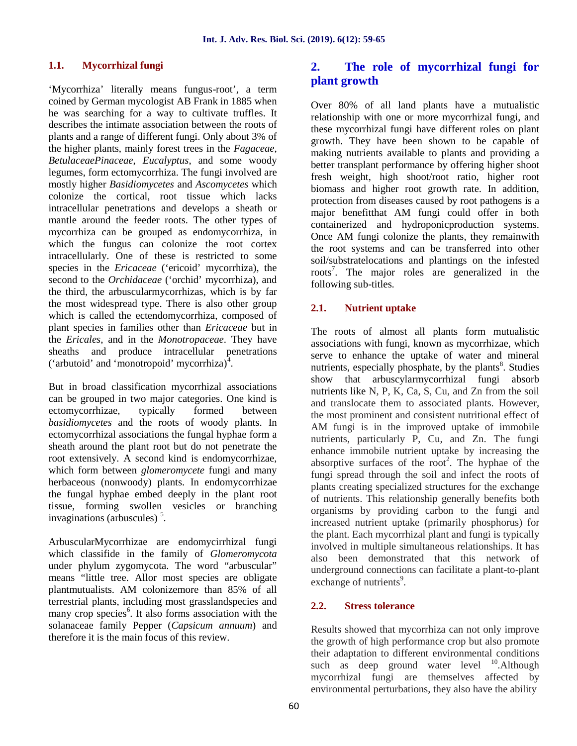### 1.1. Mycorrhizal fungi

'Mycorrhiza' literally means fungus-root', a term coined by German mycologist AB Frank in 1885 when he was searching for a way to cultivate truffles. It describes the intimate association between the roots of plants and a range of different fungi. Only about 3% of the higher plants, mainly forest trees in the *Fagaceae*, *BetulaceaePinaceae*, *Eucalyptus*, and some woody legumes, form ectomycorrhiza. The fungi involved are mostly higher *Basidiomycetes* and *Ascomycetes* which colonize the cortical, root tissue which lacks intracellular penetrations and develops a sheath or mantle around the feeder roots. The other types of mycorrhiza can be grouped as endomycorrhiza, in which the fungus can colonize the root cortex intracellularly. One of these is restricted to some species in the *Ericaceae* ('ericoid' mycorrhiza), the second to the *Orchidaceae* ('orchid' mycorrhiza), and the third, the arbuscularmycorrhizas, which is by far the most widespread type. There is also other group which is called the ectendomycorrhiza, composed of plant species in families other than *Ericaceae* but in the *Ericales*, and in the *Monotropaceae*. They have sheaths and produce intracellular penetrations ('arbutoid' and 'monotropoid' mycorrhiza)[4].

But in broad classification mycorrhizal associations can be grouped in two major categories. One kind is ectomycorrhizae, typically formed between *basidiomycetes* and the roots of woody plants. In ectomycorrhizal associations the fungal hyphae form a sheath around the plant root but do not penetrate the root extensively. A second kind is endomycorrhizae, which form between *glomeromycete* fungi and many herbaceous (nonwoody) plants. In endomycorrhizae the fungal hyphae embed deeply in the plant root tissue, forming swollen vesicles or branching invaginations (arbuscules) [5].

ArbuscularMycorrhizae are endomycirrhizal fungi which classifide in the family of *Glomeromycota* under phylum zygomycota. The word "arbuscular" means "little tree. Allor most species are obligate plantmutualists. AM colonizemore than 85% of all terrestrial plants, including most grasslandspecies and many crop species[6]. It also forms association with the solanaceae family Pepper (*Capsicum annuum*) and therefore it is the main focus of this review.

## 2. The role of mycorrhizal fungi for plant growth

Over 80% of all land plants have a mutualistic relationship with one or more mycorrhizal fungi, and these mycorrhizal fungi have different roles on plant growth. They have been shown to be capable of making nutrients available to plants and providing a better transplant performance by offering higher shoot fresh weight, high shoot/root ratio, higher root biomass and higher root growth rate. In addition, protection from diseases caused by root pathogens is a major benefitthat AM fungi could offer in both containerized and hydroponicproduction systems. Once AM fungi colonize the plants, they remainwith the root systems and can be transferred into other soil/substratelocations and plantings on the infested roots[7]. The major roles are generalized in the following sub-titles.

### 2.1. Nutrient uptake

The roots of almost all plants form mutualistic associations with fungi, known as mycorrhizae, which serve to enhance the uptake of water and mineral nutrients, especially phosphate, by the plants[8]. Studies show that arbuscylarmycorrhizal fungi absorb nutrients like N, P, K, Ca, S, Cu, and Zn from the soil and translocate them to associated plants. However, the most prominent and consistent nutritional effect of AM fungi is in the improved uptake of immobile nutrients, particularly P, Cu, and Zn. The fungi enhance immobile nutrient uptake by increasing the absorptive surfaces of the root[2]. The hyphae of the fungi spread through the soil and infect the roots of plants creating specialized structures for the exchange of nutrients. This relationship generally benefits both organisms by providing carbon to the fungi and increased nutrient uptake (primarily phosphorus) for the plant. Each mycorrhizal plant and fungi is typically involved in multiple simultaneous relationships. It has also been demonstrated that this network of underground connections can facilitate a plant-to-plant exchange of nutrients[9].

### 2.2. Stress tolerance

Results showed that mycorrhiza can not only improve the growth of high performance crop but also promote their adaptation to different environmental conditions such as deep ground water level [10].Although mycorrhizal fungi are themselves affected by environmental perturbations, they also have the ability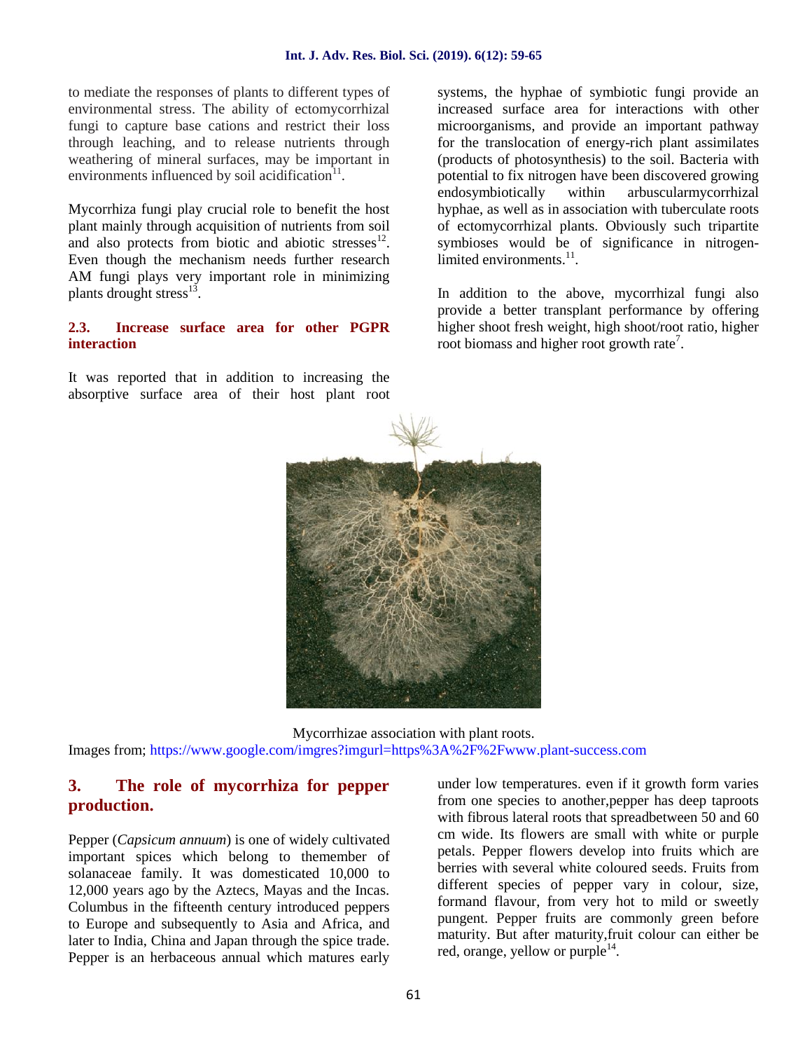to mediate the responses of plants to different types of environmental stress. The ability of ectomycorrhizal fungi to capture base cations and restrict their loss through leaching, and to release nutrients through weathering of mineral surfaces, may be important in environments influenced by soil acidification[11].

Mycorrhiza fungi play crucial role to benefit the host plant mainly through acquisition of nutrients from soil and also protects from biotic and abiotic stresses[12]. Even though the mechanism needs further research AM fungi plays very important role in minimizing plants drought stress[13].

### 2.3. Increase surface area for other PGPR interaction

It was reported that in addition to increasing the absorptive surface area of their host plant root systems, the hyphae of symbiotic fungi provide an increased surface area for interactions with other microorganisms, and provide an important pathway for the translocation of energy-rich plant assimilates (products of photosynthesis) to the soil. Bacteria with potential to fix nitrogen have been discovered growing endosymbiotically within arbuscularmycorrhizal hyphae, as well as in association with tuberculate roots of ectomycorrhizal plants. Obviously such tripartite symbioses would be of significance in nitrogen-limited environments.[11].

In addition to the above, mycorrhizal fungi also provide a better transplant performance by offering higher shoot fresh weight, high shoot/root ratio, higher root biomass and higher root growth rate[7].

Mycorrhizae association with plant roots.

Images from; https://www.google.com/imgres?imgurl=https%3A%2F%2Fwww.plant-success.com

## 3. The role of mycorrhiza for pepper production.

Pepper (*Capsicum annuum*) is one of widely cultivated important spices which belong to themember of solanaceae family. It was domesticated 10,000 to 12,000 years ago by the Aztecs, Mayas and the Incas. Columbus in the fifteenth century introduced peppers to Europe and subsequently to Asia and Africa, and later to India, China and Japan through the spice trade. Pepper is an herbaceous annual which matures early under low temperatures. even if it growth form varies from one species to another,pepper has deep taproots with fibrous lateral roots that spreadbetween 50 and 60 cm wide. Its flowers are small with white or purple petals. Pepper flowers develop into fruits which are berries with several white coloured seeds. Fruits from different species of pepper vary in colour, size, formand flavour, from very hot to mild or sweetly pungent. Pepper fruits are commonly green before maturity. But after maturity,fruit colour can either be red, orange, yellow or purple[14].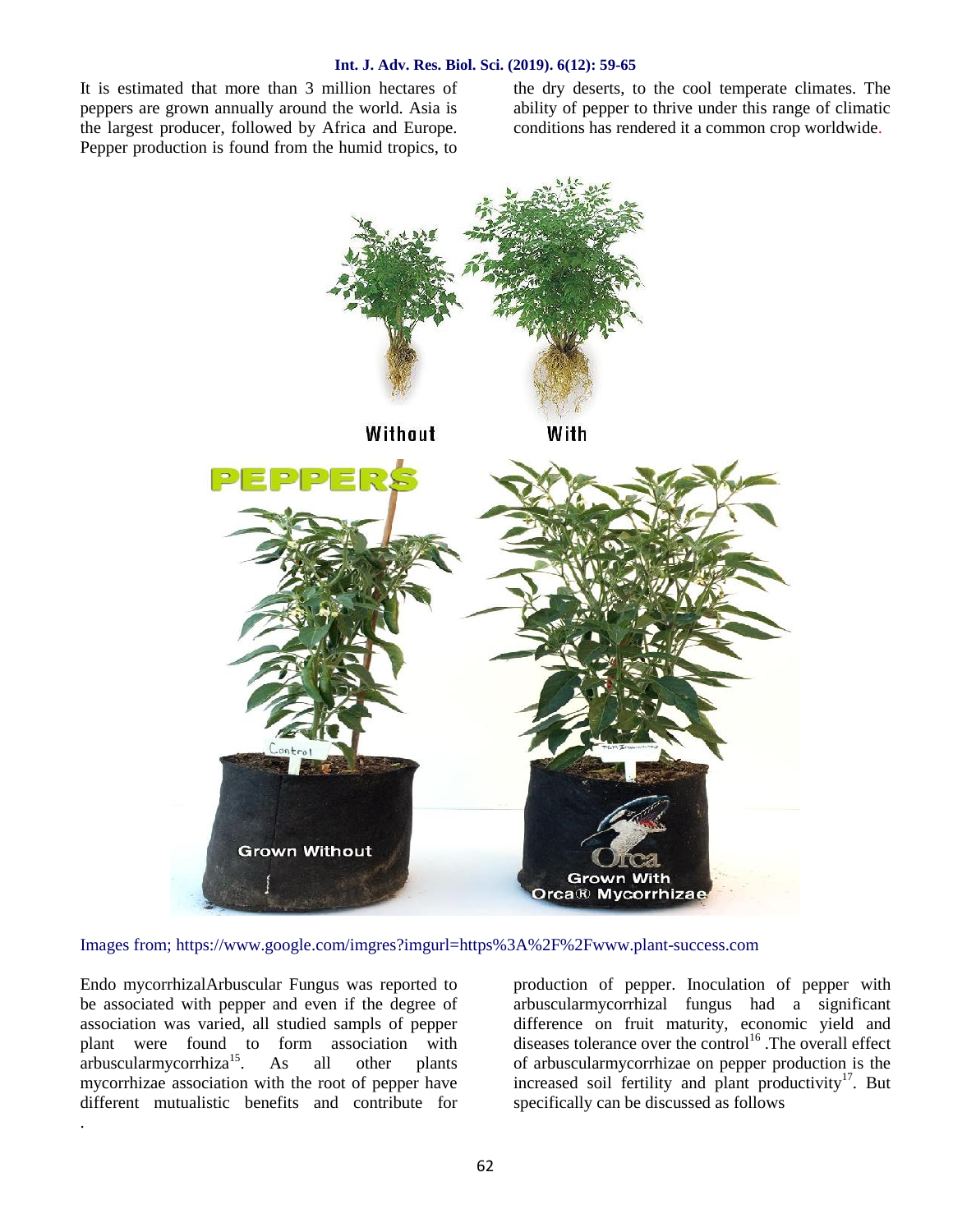It is estimated that more than 3 million hectares of peppers are grown annually around the world. Asia is the largest producer, followed by Africa and Europe. Pepper production is found from the humid tropics, to the dry deserts, to the cool temperate climates. The ability of pepper to thrive under this range of climatic conditions has rendered it a common crop worldwide.

Images from; https://www.google.com/imgres?imgurl=https%3A%2F%2Fwww.plant-success.com

Endo mycorrhizalArbuscular Fungus was reported to be associated with pepper and even if the degree of association was varied, all studied sampls of pepper plant were found to form association with arbuscularmycorrhiza[15]. As all other plants mycorrhizae association with the root of pepper have different mutualistic benefits and contribute for production of pepper. Inoculation of pepper with arbuscularmycorrhizal fungus had a significant difference on fruit maturity, economic yield and diseases tolerance over the control[16] .The overall effect of arbuscularmycorrhizae on pepper production is the increased soil fertility and plant productivity[17]. But specifically can be discussed as follows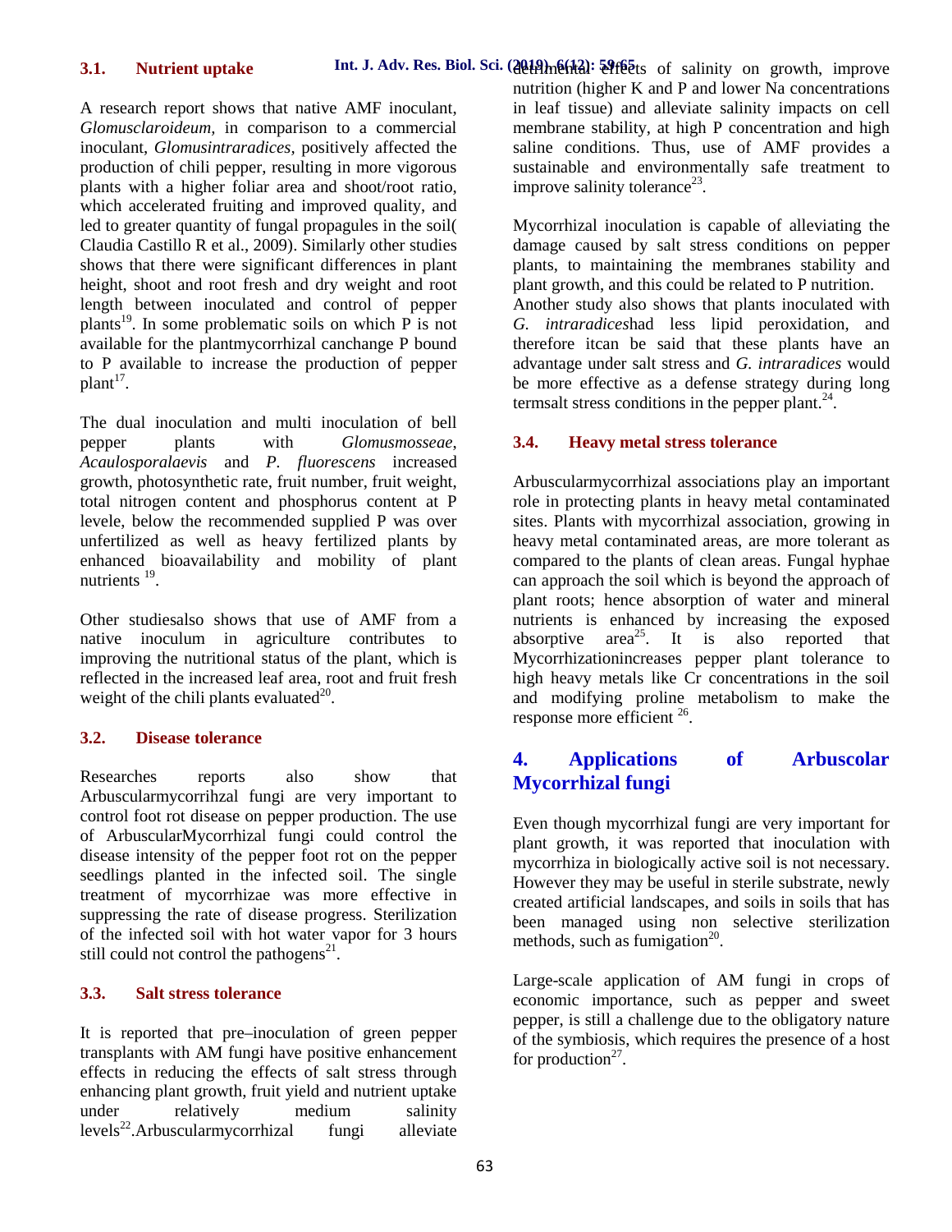### 3.1. Nutrient uptake

A research report shows that native AMF inoculant, *Glomusclaroideum,* in comparison to a commercial inoculant, *Glomusintraradices,* positively affected the production of chili pepper, resulting in more vigorous plants with a higher foliar area and shoot/root ratio, which accelerated fruiting and improved quality, and led to greater quantity of fungal propagules in the soil( Claudia Castillo R et al., 2009). Similarly other studies shows that there were significant differences in plant height, shoot and root fresh and dry weight and root length between inoculated and control of pepper plants[19]. In some problematic soils on which P is not available for the plantmycorrhizal canchange P bound to P available to increase the production of pepper plant[17].

The dual inoculation and multi inoculation of bell pepper plants with *Glomusmosseae, Acaulosporalaevis* and *P. fluorescens* increased growth, photosynthetic rate, fruit number, fruit weight, total nitrogen content and phosphorus content at P levele, below the recommended supplied P was over unfertilized as well as heavy fertilized plants by enhanced bioavailability and mobility of plant nutrients [19].

Other studiesalso shows that use of AMF from a native inoculum in agriculture contributes to improving the nutritional status of the plant, which is reflected in the increased leaf area, root and fruit fresh weight of the chili plants evaluated[20].

### 3.2. Disease tolerance

Researches reports also show that Arbuscularmycorrihzal fungi are very important to control foot rot disease on pepper production. The use of ArbuscularMycorrhizal fungi could control the disease intensity of the pepper foot rot on the pepper seedlings planted in the infected soil. The single treatment of mycorrhizae was more effective in suppressing the rate of disease progress. Sterilization of the infected soil with hot water vapor for 3 hours still could not control the pathogens[21].

### 3.3. Salt stress tolerance

It is reported that pre–inoculation of green pepper transplants with AM fungi have positive enhancement effects in reducing the effects of salt stress through enhancing plant growth, fruit yield and nutrient uptake under relatively medium salinity levels[22].Arbuscularmycorrhizal fungi alleviate detrimental effects of salinity on growth, improve nutrition (higher K and P and lower Na concentrations in leaf tissue) and alleviate salinity impacts on cell membrane stability, at high P concentration and high saline conditions. Thus, use of AMF provides a sustainable and environmentally safe treatment to improve salinity tolerance[23].

Mycorrhizal inoculation is capable of alleviating the damage caused by salt stress conditions on pepper plants, to maintaining the membranes stability and plant growth, and this could be related to P nutrition. Another study also shows that plants inoculated with *G. intraradices*had less lipid peroxidation, and therefore itcan be said that these plants have an advantage under salt stress and *G. intraradices* would be more effective as a defense strategy during long termsalt stress conditions in the pepper plant.[24].

### 3.4. Heavy metal stress tolerance

Arbuscularmycorrhizal associations play an important role in protecting plants in heavy metal contaminated sites. Plants with mycorrhizal association, growing in heavy metal contaminated areas, are more tolerant as compared to the plants of clean areas. Fungal hyphae can approach the soil which is beyond the approach of plant roots; hence absorption of water and mineral nutrients is enhanced by increasing the exposed absorptive area[25]. It is also reported that Mycorrhizationincreases pepper plant tolerance to high heavy metals like Cr concentrations in the soil and modifying proline metabolism to make the response more efficient [26].

## 4. Applications of Arbuscolar Mycorrhizal fungi

Even though mycorrhizal fungi are very important for plant growth, it was reported that inoculation with mycorrhiza in biologically active soil is not necessary. However they may be useful in sterile substrate, newly created artificial landscapes, and soils in soils that has been managed using non selective sterilization methods, such as fumigation[20].

Large-scale application of AM fungi in crops of economic importance, such as pepper and sweet pepper, is still a challenge due to the obligatory nature of the symbiosis, which requires the presence of a host for production[27].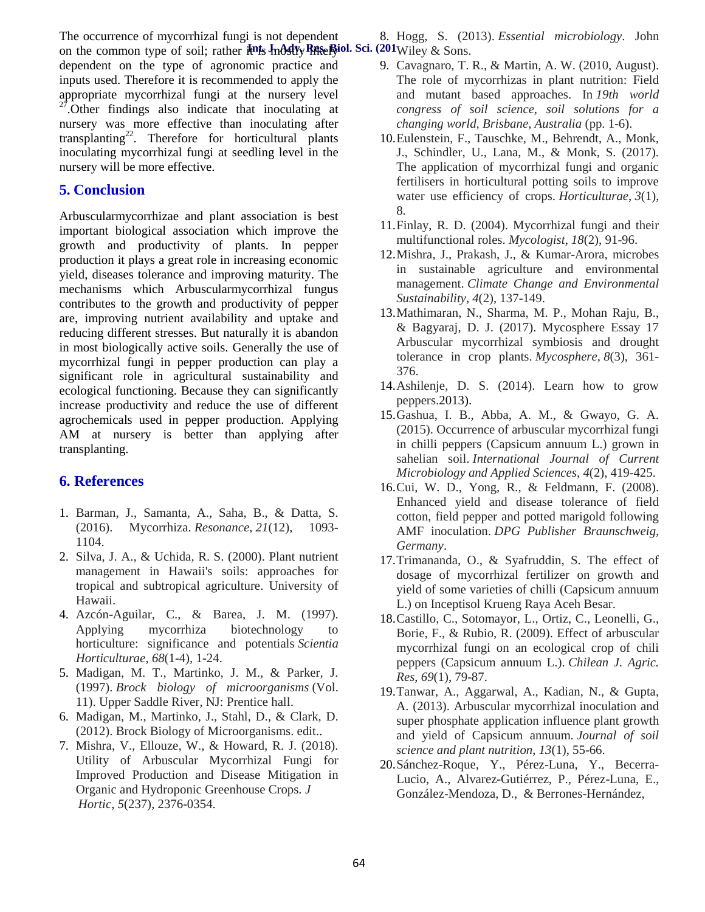The occurrence of mycorrhizal fungi is not dependent on the common type of soil; rather it is mostly likely dependent on the type of agronomic practice and inputs used. Therefore it is recommended to apply the appropriate mycorrhizal fungi at the nursery level [27]. Other findings also indicate that inoculating at nursery was more effective than inoculating after transplanting[22]. Therefore for horticultural plants inoculating mycorrhizal fungi at seedling level in the nursery will be more effective.

## 5. Conclusion

Arbuscularmycorrhizae and plant association is best important biological association which improve the growth and productivity of plants. In pepper production it plays a great role in increasing economic yield, diseases tolerance and improving maturity. The mechanisms which Arbuscularmycorrhizal fungus contributes to the growth and productivity of pepper are, improving nutrient availability and uptake and reducing different stresses. But naturally it is abandon in most biologically active soils. Generally the use of mycorrhizal fungi in pepper production can play a significant role in agricultural sustainability and ecological functioning. Because they can significantly increase productivity and reduce the use of different agrochemicals used in pepper production. Applying AM at nursery is better than applying after transplanting.

## 6. References

1. Barman, J., Samanta, A., Saha, B., & Datta, S. (2016). Mycorrhiza. *Resonance*, *21*(12), 1093-1104.
2. Silva, J. A., & Uchida, R. S. (2000). Plant nutrient management in Hawaii's soils: approaches for tropical and subtropical agriculture. University of Hawaii.
4. Azcón-Aguilar, C., & Barea, J. M. (1997). Applying mycorrhiza biotechnology to horticulture: significance and potentials *Scientia Horticulturae*, *68*(1-4), 1-24.
5. Madigan, M. T., Martinko, J. M., & Parker, J. (1997). *Brock biology of microorganisms* (Vol. 11). Upper Saddle River, NJ: Prentice hall.
6. Madigan, M., Martinko, J., Stahl, D., & Clark, D. (2012). Brock Biology of Microorganisms. edit..
7. Mishra, V., Ellouze, W., & Howard, R. J. (2018). Utility of Arbuscular Mycorrhizal Fungi for Improved Production and Disease Mitigation in Organic and Hydroponic Greenhouse Crops. *J Hortic*, *5*(237), 2376-0354.
8. Hogg, S. (2013). *Essential microbiology*. John Wiley & Sons.
9. Cavagnaro, T. R., & Martin, A. W. (2010, August). The role of mycorrhizas in plant nutrition: Field and mutant based approaches. In *19th world congress of soil science, soil solutions for a changing world, Brisbane, Australia* (pp. 1-6).
10. Eulenstein, F., Tauschke, M., Behrendt, A., Monk, J., Schindler, U., Lana, M., & Monk, S. (2017). The application of mycorrhizal fungi and organic fertilisers in horticultural potting soils to improve water use efficiency of crops. *Horticulturae*, *3*(1), 8.
11. Finlay, R. D. (2004). Mycorrhizal fungi and their multifunctional roles. *Mycologist*, *18*(2), 91-96.
12. Mishra, J., Prakash, J., & Kumar-Arora, microbes in sustainable agriculture and environmental management. *Climate Change and Environmental Sustainability*, *4*(2), 137-149.
13. Mathimaran, N., Sharma, M. P., Mohan Raju, B., & Bagyaraj, D. J. (2017). Mycosphere Essay 17 Arbuscular mycorrhizal symbiosis and drought tolerance in crop plants. *Mycosphere*, *8*(3), 361-376.
14. Ashilenje, D. S. (2014). Learn how to grow peppers.2013).
15. Gashua, I. B., Abba, A. M., & Gwayo, G. A. (2015). Occurrence of arbuscular mycorrhizal fungi in chilli peppers (Capsicum annuum L.) grown in sahelian soil. *International Journal of Current Microbiology and Applied Sciences*, *4*(2), 419-425.
16. Cui, W. D., Yong, R., & Feldmann, F. (2008). Enhanced yield and disease tolerance of field cotton, field pepper and potted marigold following AMF inoculation. *DPG Publisher Braunschweig, Germany*.
17. Trimananda, O., & Syafruddin, S. The effect of dosage of mycorrhizal fertilizer on growth and yield of some varieties of chilli (Capsicum annuum L.) on Inceptisol Krueng Raya Aceh Besar.
18. Castillo, C., Sotomayor, L., Ortiz, C., Leonelli, G., Borie, F., & Rubio, R. (2009). Effect of arbuscular mycorrhizal fungi on an ecological crop of chili peppers (Capsicum annuum L.). *Chilean J. Agric. Res*, *69*(1), 79-87.
19. Tanwar, A., Aggarwal, A., Kadian, N., & Gupta, A. (2013). Arbuscular mycorrhizal inoculation and super phosphate application influence plant growth and yield of Capsicum annuum. *Journal of soil science and plant nutrition*, *13*(1), 55-66.
20. Sánchez-Roque, Y., Pérez-Luna, Y., Becerra-Lucio, A., Alvarez-Gutiérrez, P., Pérez-Luna, E., González-Mendoza, D., & Berrones-Hernández,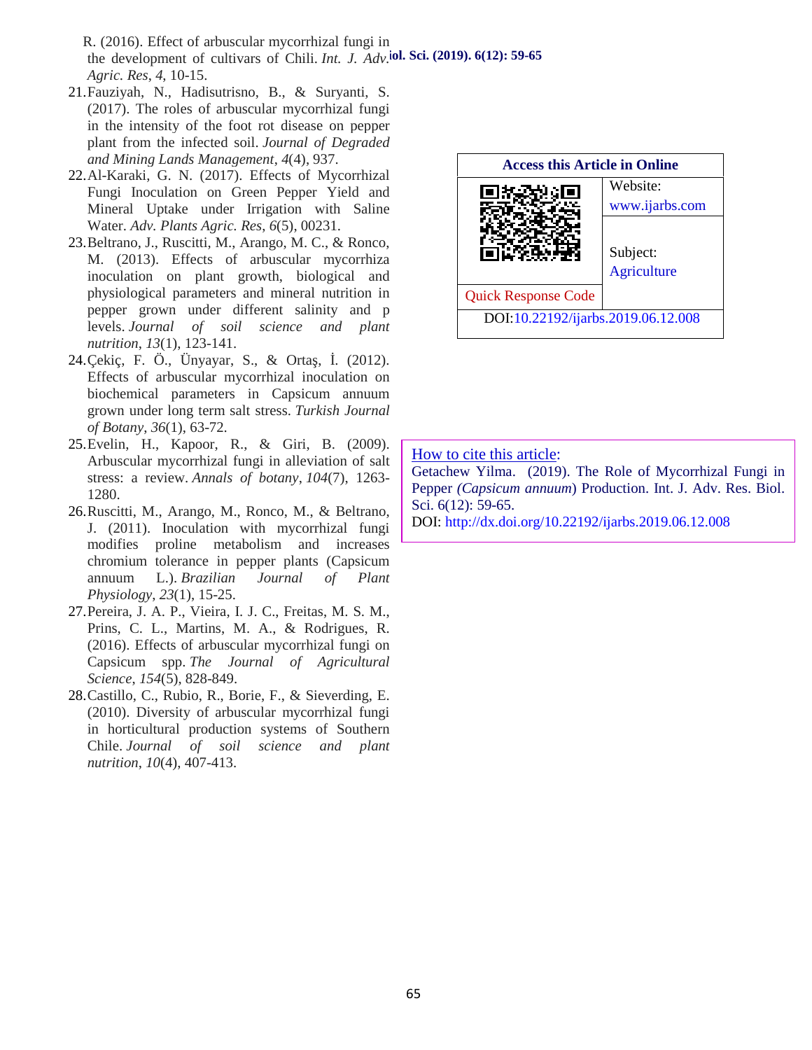R. (2016). Effect of arbuscular mycorrhizal fungi in the development of cultivars of Chili. *Int. J. Adv. Agric. Res*, *4*, 10-15.

21. Fauziyah, N., Hadisutrisno, B., & Suryanti, S. (2017). The roles of arbuscular mycorrhizal fungi in the intensity of the foot rot disease on pepper plant from the infected soil. *Journal of Degraded and Mining Lands Management*, *4*(4), 937.
22. Al-Karaki, G. N. (2017). Effects of Mycorrhizal Fungi Inoculation on Green Pepper Yield and Mineral Uptake under Irrigation with Saline Water. *Adv. Plants Agric. Res*, *6*(5), 00231.
23. Beltrano, J., Ruscitti, M., Arango, M. C., & Ronco, M. (2013). Effects of arbuscular mycorrhiza inoculation on plant growth, biological and physiological parameters and mineral nutrition in pepper grown under different salinity and p levels. *Journal of soil science and plant nutrition*, *13*(1), 123-141.
24. Çekiç, F. Ö., Ünyayar, S., & Ortaş, İ. (2012). Effects of arbuscular mycorrhizal inoculation on biochemical parameters in Capsicum annuum grown under long term salt stress. *Turkish Journal of Botany*, *36*(1), 63-72.
25. Evelin, H., Kapoor, R., & Giri, B. (2009). Arbuscular mycorrhizal fungi in alleviation of salt stress: a review. *Annals of botany*, *104*(7), 1263-1280.
26. Ruscitti, M., Arango, M., Ronco, M., & Beltrano, J. (2011). Inoculation with mycorrhizal fungi modifies proline metabolism and increases chromium tolerance in pepper plants (Capsicum annuum L.). *Brazilian Journal of Plant Physiology*, *23*(1), 15-25.
27. Pereira, J. A. P., Vieira, I. J. C., Freitas, M. S. M., Prins, C. L., Martins, M. A., & Rodrigues, R. (2016). Effects of arbuscular mycorrhizal fungi on Capsicum spp. *The Journal of Agricultural Science*, *154*(5), 828-849.
28. Castillo, C., Rubio, R., Borie, F., & Sieverding, E. (2010). Diversity of arbuscular mycorrhizal fungi in horticultural production systems of Southern Chile. *Journal of soil science and plant nutrition*, *10*(4), 407-413.

| Access this Article in Online | |
|---|---|
| Quick Response Code | Website: www.ijarbs.com |
| | Subject: Agriculture |
| DOI:10.22192/ijarbs.2019.06.12.008 | |

How to cite this article:

Getachew Yilma. (2019). The Role of Mycorrhizal Fungi in Pepper *(Capsicum annuum)* Production. Int. J. Adv. Res. Biol. Sci. 6(12): 59-65.

DOI: http://dx.doi.org/10.22192/ijarbs.2019.06.12.008